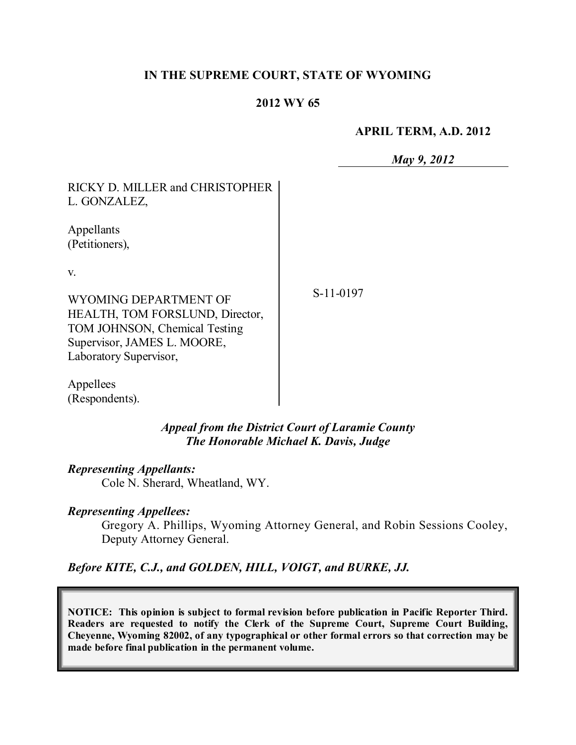**IN THE SUPREME COURT, STATE OF WYOMING**

**2012 WY 65**

**APRIL TERM, A.D. 2012**

***May 9, 2012***

RICKY D. MILLER and CHRISTOPHER L. GONZALEZ,

Appellants
(Petitioners),

v.

WYOMING DEPARTMENT OF HEALTH, TOM FORSLUND, Director, TOM JOHNSON, Chemical Testing Supervisor, JAMES L. MOORE, Laboratory Supervisor,

Appellees
(Respondents).

S-11-0197

***Appeal from the District Court of Laramie County***
***The Honorable Michael K. Davis, Judge***

***Representing Appellants:***
Cole N. Sherard, Wheatland, WY.

***Representing Appellees:***
Gregory A. Phillips, Wyoming Attorney General, and Robin Sessions Cooley, Deputy Attorney General.

***Before KITE, C.J., and GOLDEN, HILL, VOIGT, and BURKE, JJ.***

**NOTICE: This opinion is subject to formal revision before publication in Pacific Reporter Third. Readers are requested to notify the Clerk of the Supreme Court, Supreme Court Building, Cheyenne, Wyoming 82002, of any typographical or other formal errors so that correction may be made before final publication in the permanent volume.**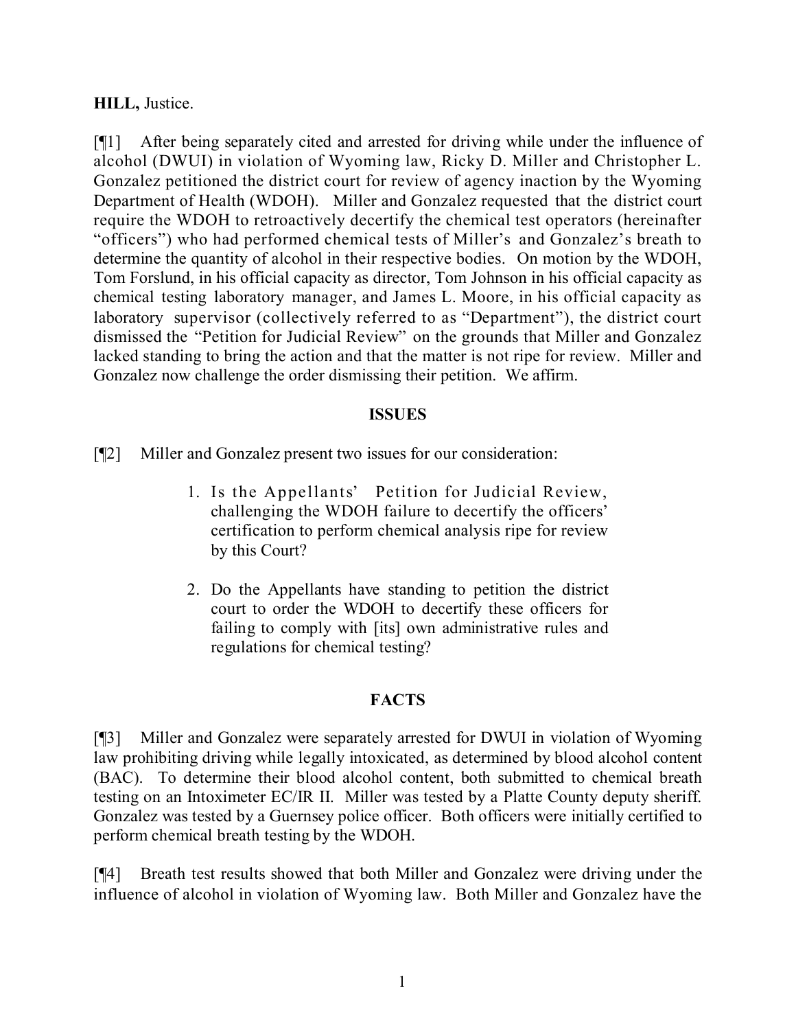**HILL,** Justice.

[¶1] After being separately cited and arrested for driving while under the influence of alcohol (DWUI) in violation of Wyoming law, Ricky D. Miller and Christopher L. Gonzalez petitioned the district court for review of agency inaction by the Wyoming Department of Health (WDOH). Miller and Gonzalez requested that the district court require the WDOH to retroactively decertify the chemical test operators (hereinafter "officers") who had performed chemical tests of Miller's and Gonzalez's breath to determine the quantity of alcohol in their respective bodies. On motion by the WDOH, Tom Forslund, in his official capacity as director, Tom Johnson in his official capacity as chemical testing laboratory manager, and James L. Moore, in his official capacity as laboratory supervisor (collectively referred to as "Department"), the district court dismissed the "Petition for Judicial Review" on the grounds that Miller and Gonzalez lacked standing to bring the action and that the matter is not ripe for review. Miller and Gonzalez now challenge the order dismissing their petition. We affirm.

## ISSUES

[¶2] Miller and Gonzalez present two issues for our consideration:

> 1. Is the Appellants' Petition for Judicial Review, challenging the WDOH failure to decertify the officers' certification to perform chemical analysis ripe for review by this Court?
>
> 2. Do the Appellants have standing to petition the district court to order the WDOH to decertify these officers for failing to comply with [its] own administrative rules and regulations for chemical testing?

## FACTS

[¶3] Miller and Gonzalez were separately arrested for DWUI in violation of Wyoming law prohibiting driving while legally intoxicated, as determined by blood alcohol content (BAC). To determine their blood alcohol content, both submitted to chemical breath testing on an Intoximeter EC/IR II. Miller was tested by a Platte County deputy sheriff. Gonzalez was tested by a Guernsey police officer. Both officers were initially certified to perform chemical breath testing by the WDOH.

[¶4] Breath test results showed that both Miller and Gonzalez were driving under the influence of alcohol in violation of Wyoming law. Both Miller and Gonzalez have the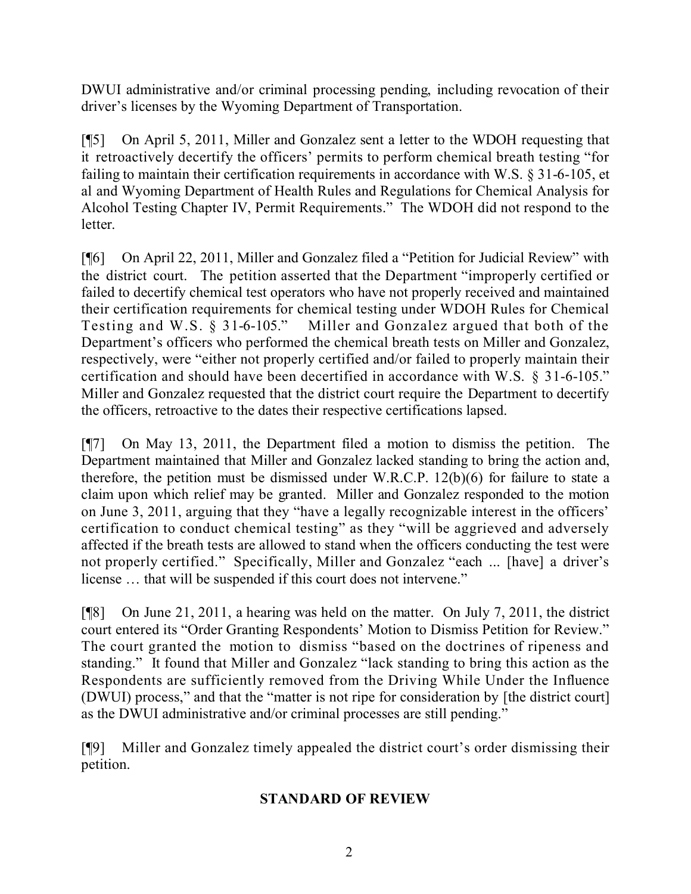DWUI administrative and/or criminal processing pending, including revocation of their driver's licenses by the Wyoming Department of Transportation.

[¶5] On April 5, 2011, Miller and Gonzalez sent a letter to the WDOH requesting that it retroactively decertify the officers' permits to perform chemical breath testing "for failing to maintain their certification requirements in accordance with W.S. § 31-6-105, et al and Wyoming Department of Health Rules and Regulations for Chemical Analysis for Alcohol Testing Chapter IV, Permit Requirements." The WDOH did not respond to the letter.

[¶6] On April 22, 2011, Miller and Gonzalez filed a "Petition for Judicial Review" with the district court. The petition asserted that the Department "improperly certified or failed to decertify chemical test operators who have not properly received and maintained their certification requirements for chemical testing under WDOH Rules for Chemical Testing and W.S. § 31-6-105." Miller and Gonzalez argued that both of the Department's officers who performed the chemical breath tests on Miller and Gonzalez, respectively, were "either not properly certified and/or failed to properly maintain their certification and should have been decertified in accordance with W.S. § 31-6-105." Miller and Gonzalez requested that the district court require the Department to decertify the officers, retroactive to the dates their respective certifications lapsed.

[¶7] On May 13, 2011, the Department filed a motion to dismiss the petition. The Department maintained that Miller and Gonzalez lacked standing to bring the action and, therefore, the petition must be dismissed under W.R.C.P. 12(b)(6) for failure to state a claim upon which relief may be granted. Miller and Gonzalez responded to the motion on June 3, 2011, arguing that they "have a legally recognizable interest in the officers' certification to conduct chemical testing" as they "will be aggrieved and adversely affected if the breath tests are allowed to stand when the officers conducting the test were not properly certified." Specifically, Miller and Gonzalez "each ... [have] a driver's license … that will be suspended if this court does not intervene."

[¶8] On June 21, 2011, a hearing was held on the matter. On July 7, 2011, the district court entered its "Order Granting Respondents' Motion to Dismiss Petition for Review." The court granted the motion to dismiss "based on the doctrines of ripeness and standing." It found that Miller and Gonzalez "lack standing to bring this action as the Respondents are sufficiently removed from the Driving While Under the Influence (DWUI) process," and that the "matter is not ripe for consideration by [the district court] as the DWUI administrative and/or criminal processes are still pending."

[¶9] Miller and Gonzalez timely appealed the district court's order dismissing their petition.

## STANDARD OF REVIEW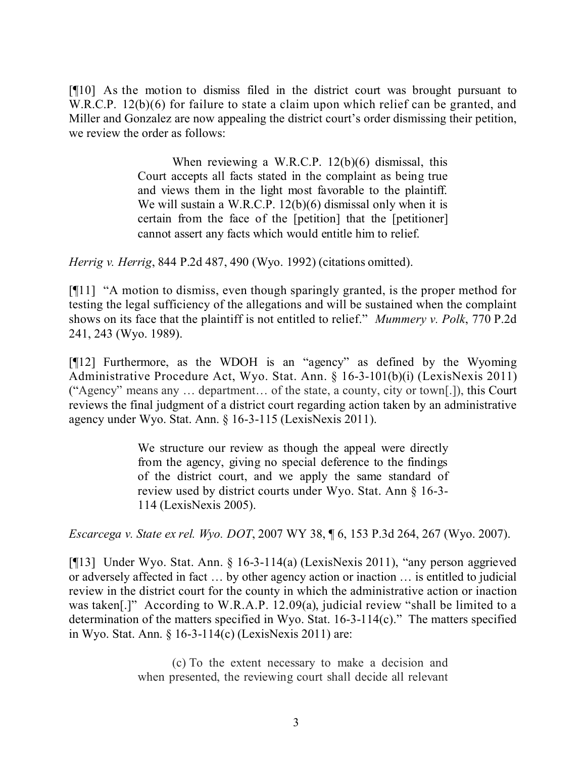[¶10] As the motion to dismiss filed in the district court was brought pursuant to W.R.C.P. 12(b)(6) for failure to state a claim upon which relief can be granted, and Miller and Gonzalez are now appealing the district court's order dismissing their petition, we review the order as follows:

> When reviewing a W.R.C.P. 12(b)(6) dismissal, this Court accepts all facts stated in the complaint as being true and views them in the light most favorable to the plaintiff. We will sustain a W.R.C.P. 12(b)(6) dismissal only when it is certain from the face of the [petition] that the [petitioner] cannot assert any facts which would entitle him to relief.

*Herrig v. Herrig*, 844 P.2d 487, 490 (Wyo. 1992) (citations omitted).

[¶11] "A motion to dismiss, even though sparingly granted, is the proper method for testing the legal sufficiency of the allegations and will be sustained when the complaint shows on its face that the plaintiff is not entitled to relief." *Mummery v. Polk*, 770 P.2d 241, 243 (Wyo. 1989).

[¶12] Furthermore, as the WDOH is an "agency" as defined by the Wyoming Administrative Procedure Act, Wyo. Stat. Ann. § 16-3-101(b)(i) (LexisNexis 2011) ("Agency" means any … department… of the state, a county, city or town[.]), this Court reviews the final judgment of a district court regarding action taken by an administrative agency under Wyo. Stat. Ann. § 16-3-115 (LexisNexis 2011).

> We structure our review as though the appeal were directly from the agency, giving no special deference to the findings of the district court, and we apply the same standard of review used by district courts under Wyo. Stat. Ann § 16-3-114 (LexisNexis 2005).

*Escarcega v. State ex rel. Wyo. DOT*, 2007 WY 38, ¶ 6, 153 P.3d 264, 267 (Wyo. 2007).

[¶13] Under Wyo. Stat. Ann. § 16-3-114(a) (LexisNexis 2011), "any person aggrieved or adversely affected in fact … by other agency action or inaction … is entitled to judicial review in the district court for the county in which the administrative action or inaction was taken[.]" According to W.R.A.P. 12.09(a), judicial review "shall be limited to a determination of the matters specified in Wyo. Stat. 16-3-114(c)." The matters specified in Wyo. Stat. Ann. § 16-3-114(c) (LexisNexis 2011) are:

> (c) To the extent necessary to make a decision and when presented, the reviewing court shall decide all relevant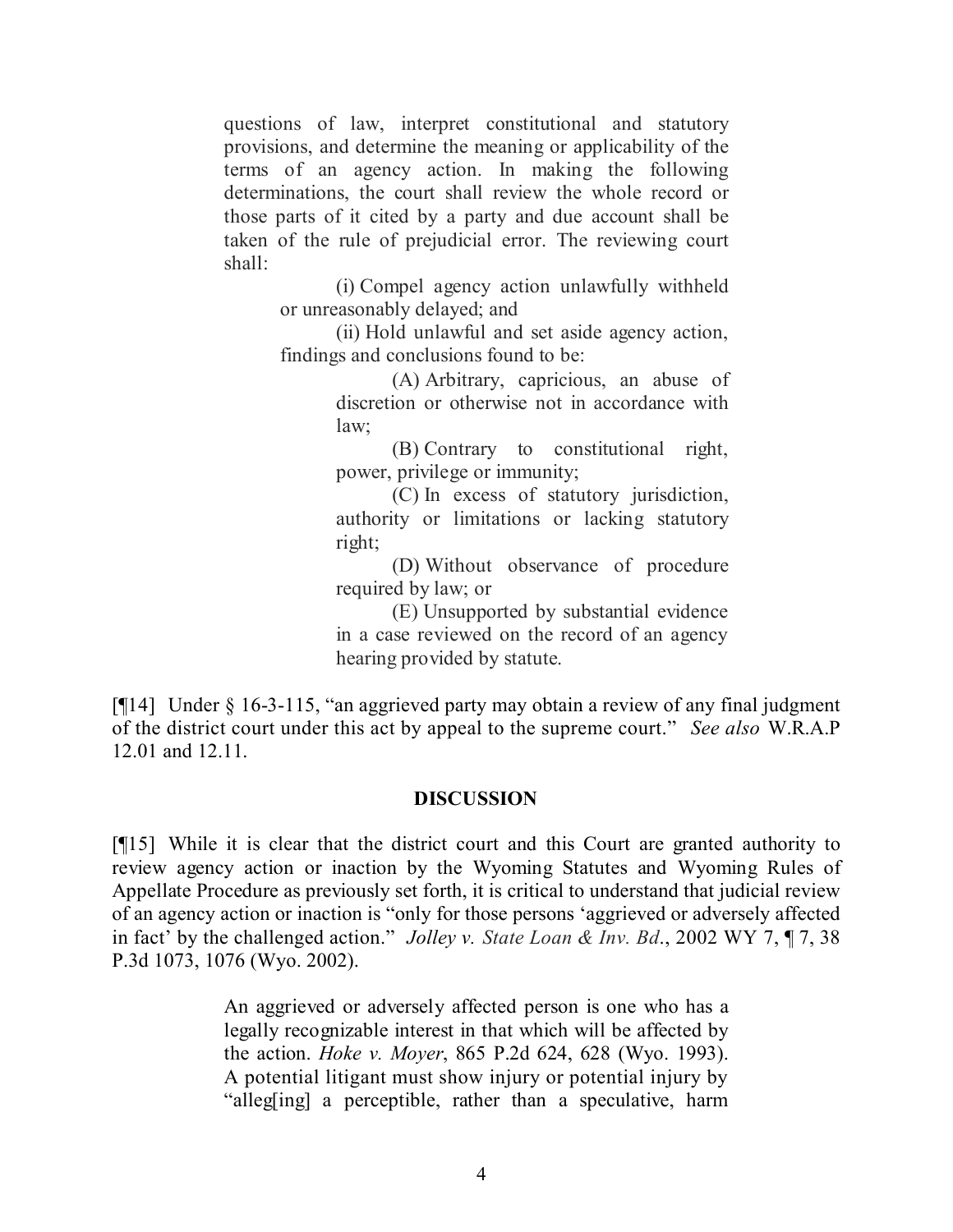> questions of law, interpret constitutional and statutory provisions, and determine the meaning or applicability of the terms of an agency action. In making the following determinations, the court shall review the whole record or those parts of it cited by a party and due account shall be taken of the rule of prejudicial error. The reviewing court shall:
>
> > (i) Compel agency action unlawfully withheld or unreasonably delayed; and
> >
> > (ii) Hold unlawful and set aside agency action, findings and conclusions found to be:
> >
> > > (A) Arbitrary, capricious, an abuse of discretion or otherwise not in accordance with law;
> > >
> > > (B) Contrary to constitutional right, power, privilege or immunity;
> > >
> > > (C) In excess of statutory jurisdiction, authority or limitations or lacking statutory right;
> > >
> > > (D) Without observance of procedure required by law; or
> > >
> > > (E) Unsupported by substantial evidence in a case reviewed on the record of an agency hearing provided by statute.

[¶14] Under § 16-3-115, "an aggrieved party may obtain a review of any final judgment of the district court under this act by appeal to the supreme court." *See also* W.R.A.P 12.01 and 12.11.

**DISCUSSION**

[¶15] While it is clear that the district court and this Court are granted authority to review agency action or inaction by the Wyoming Statutes and Wyoming Rules of Appellate Procedure as previously set forth, it is critical to understand that judicial review of an agency action or inaction is "only for those persons 'aggrieved or adversely affected in fact' by the challenged action." *Jolley v. State Loan & Inv. Bd*., 2002 WY 7, ¶ 7, 38 P.3d 1073, 1076 (Wyo. 2002).

> An aggrieved or adversely affected person is one who has a legally recognizable interest in that which will be affected by the action. *Hoke v. Moyer*, 865 P.2d 624, 628 (Wyo. 1993). A potential litigant must show injury or potential injury by "alleg[ing] a perceptible, rather than a speculative, harm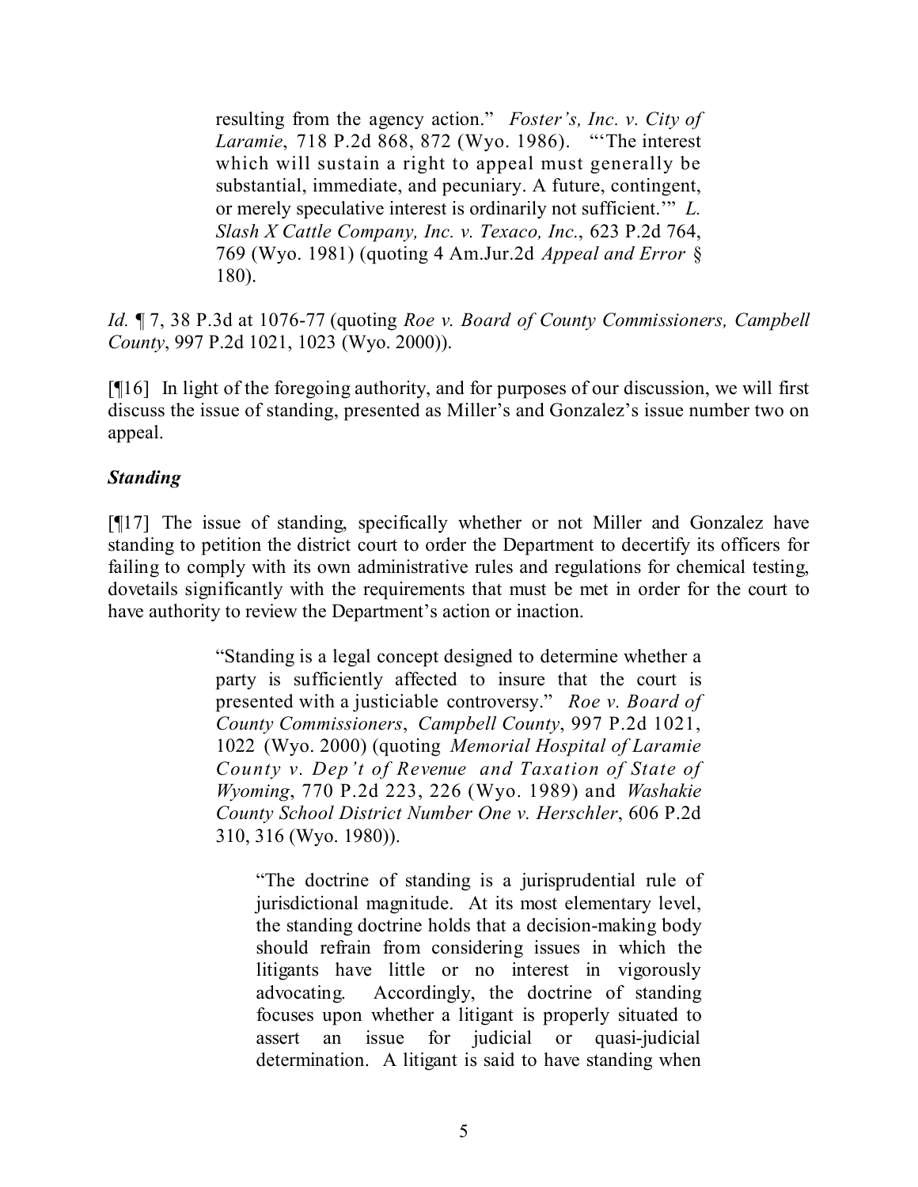> resulting from the agency action." *Foster's, Inc. v. City of Laramie*, 718 P.2d 868, 872 (Wyo. 1986). "'The interest which will sustain a right to appeal must generally be substantial, immediate, and pecuniary. A future, contingent, or merely speculative interest is ordinarily not sufficient.'" *L. Slash X Cattle Company, Inc. v. Texaco, Inc.*, 623 P.2d 764, 769 (Wyo. 1981) (quoting 4 Am.Jur.2d *Appeal and Error* § 180).

*Id.* ¶ 7, 38 P.3d at 1076-77 (quoting *Roe v. Board of County Commissioners, Campbell County*, 997 P.2d 1021, 1023 (Wyo. 2000)).

[¶16] In light of the foregoing authority, and for purposes of our discussion, we will first discuss the issue of standing, presented as Miller's and Gonzalez's issue number two on appeal.

***Standing***

[¶17] The issue of standing, specifically whether or not Miller and Gonzalez have standing to petition the district court to order the Department to decertify its officers for failing to comply with its own administrative rules and regulations for chemical testing, dovetails significantly with the requirements that must be met in order for the court to have authority to review the Department's action or inaction.

> "Standing is a legal concept designed to determine whether a party is sufficiently affected to insure that the court is presented with a justiciable controversy." *Roe v. Board of County Commissioners*, *Campbell County*, 997 P.2d 1021, 1022 (Wyo. 2000) (quoting *Memorial Hospital of Laramie County v. Dep't of Revenue and Taxation of State of Wyoming*, 770 P.2d 223, 226 (Wyo. 1989) and *Washakie County School District Number One v. Herschler*, 606 P.2d 310, 316 (Wyo. 1980)).
>
> > "The doctrine of standing is a jurisprudential rule of jurisdictional magnitude. At its most elementary level, the standing doctrine holds that a decision-making body should refrain from considering issues in which the litigants have little or no interest in vigorously advocating. Accordingly, the doctrine of standing focuses upon whether a litigant is properly situated to assert an issue for judicial or quasi-judicial determination. A litigant is said to have standing when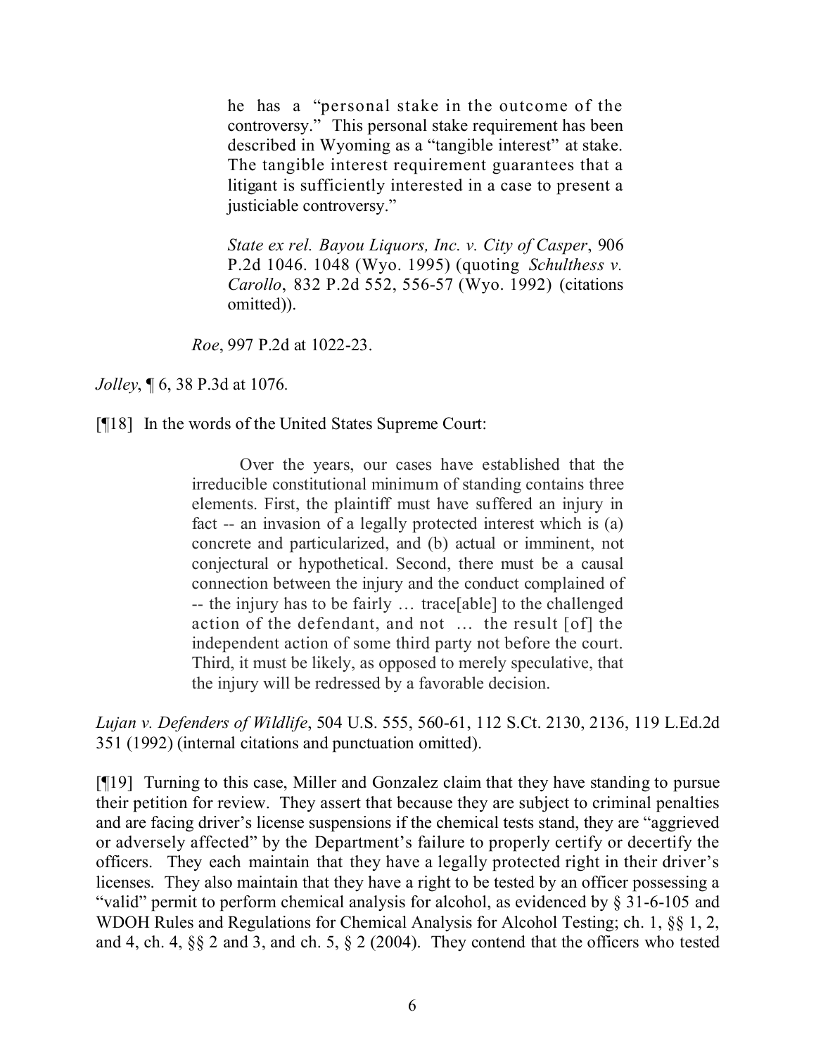> > he has a "personal stake in the outcome of the controversy." This personal stake requirement has been described in Wyoming as a "tangible interest" at stake. The tangible interest requirement guarantees that a litigant is sufficiently interested in a case to present a justiciable controversy."
> >
> > *State ex rel. Bayou Liquors, Inc. v. City of Casper*, 906 P.2d 1046. 1048 (Wyo. 1995) (quoting *Schulthess v. Carollo*, 832 P.2d 552, 556-57 (Wyo. 1992) (citations omitted)).
>
> *Roe*, 997 P.2d at 1022-23.

*Jolley*, ¶ 6, 38 P.3d at 1076.

[¶18] In the words of the United States Supreme Court:

> Over the years, our cases have established that the irreducible constitutional minimum of standing contains three elements. First, the plaintiff must have suffered an injury in fact -- an invasion of a legally protected interest which is (a) concrete and particularized, and (b) actual or imminent, not conjectural or hypothetical. Second, there must be a causal connection between the injury and the conduct complained of -- the injury has to be fairly … trace[able] to the challenged action of the defendant, and not … the result [of] the independent action of some third party not before the court. Third, it must be likely, as opposed to merely speculative, that the injury will be redressed by a favorable decision.

*Lujan v. Defenders of Wildlife*, 504 U.S. 555, 560-61, 112 S.Ct. 2130, 2136, 119 L.Ed.2d 351 (1992) (internal citations and punctuation omitted).

[¶19] Turning to this case, Miller and Gonzalez claim that they have standing to pursue their petition for review. They assert that because they are subject to criminal penalties and are facing driver's license suspensions if the chemical tests stand, they are "aggrieved or adversely affected" by the Department's failure to properly certify or decertify the officers. They each maintain that they have a legally protected right in their driver's licenses. They also maintain that they have a right to be tested by an officer possessing a "valid" permit to perform chemical analysis for alcohol, as evidenced by § 31-6-105 and WDOH Rules and Regulations for Chemical Analysis for Alcohol Testing; ch. 1, §§ 1, 2, and 4, ch. 4, §§ 2 and 3, and ch. 5, § 2 (2004). They contend that the officers who tested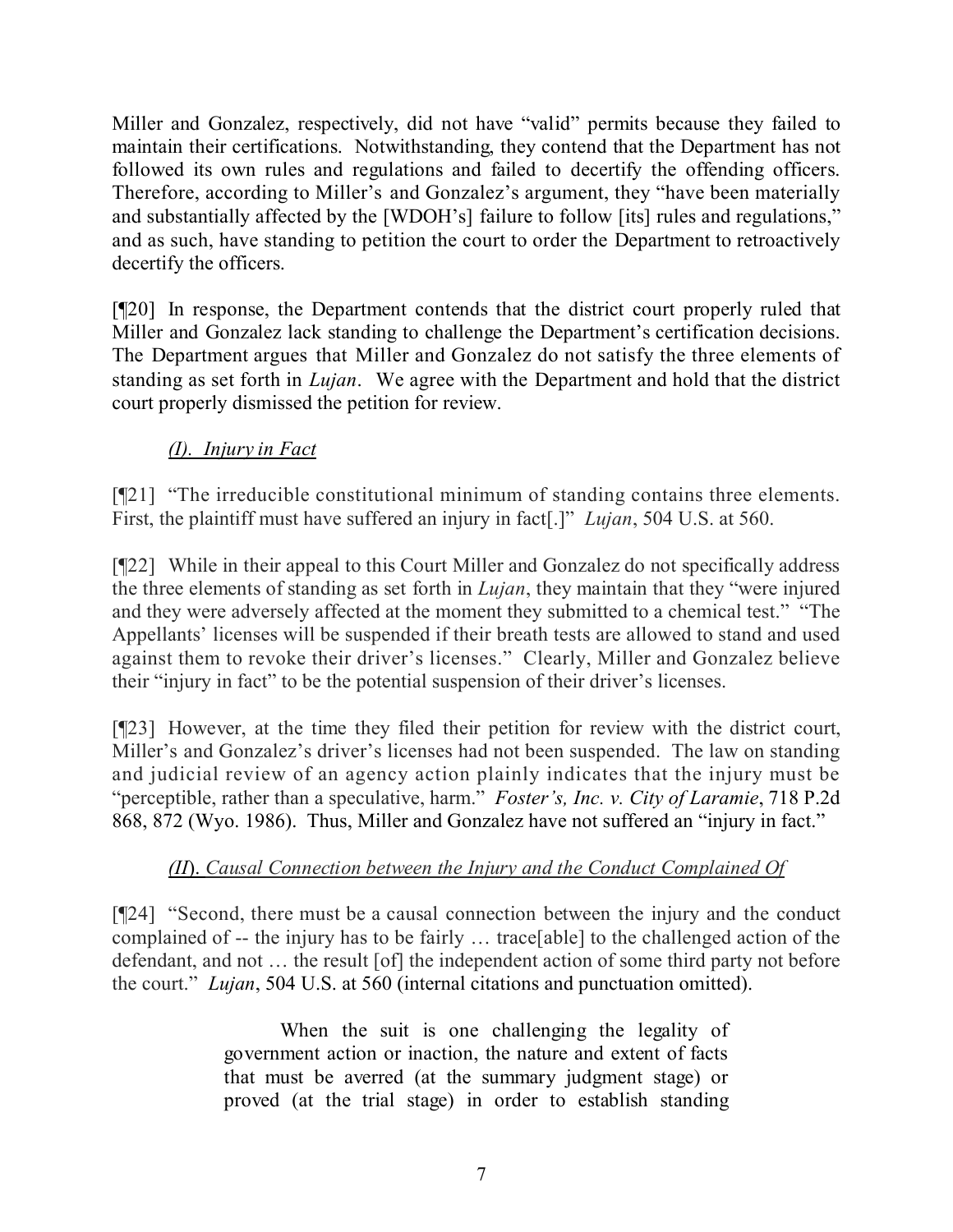Miller and Gonzalez, respectively, did not have "valid" permits because they failed to maintain their certifications. Notwithstanding, they contend that the Department has not followed its own rules and regulations and failed to decertify the offending officers. Therefore, according to Miller's and Gonzalez's argument, they "have been materially and substantially affected by the [WDOH's] failure to follow [its] rules and regulations," and as such, have standing to petition the court to order the Department to retroactively decertify the officers.

[¶20] In response, the Department contends that the district court properly ruled that Miller and Gonzalez lack standing to challenge the Department's certification decisions. The Department argues that Miller and Gonzalez do not satisfy the three elements of standing as set forth in *Lujan*. We agree with the Department and hold that the district court properly dismissed the petition for review.

*(I). Injury in Fact*

[¶21] "The irreducible constitutional minimum of standing contains three elements. First, the plaintiff must have suffered an injury in fact[.]" *Lujan*, 504 U.S. at 560.

[¶22] While in their appeal to this Court Miller and Gonzalez do not specifically address the three elements of standing as set forth in *Lujan*, they maintain that they "were injured and they were adversely affected at the moment they submitted to a chemical test." "The Appellants' licenses will be suspended if their breath tests are allowed to stand and used against them to revoke their driver's licenses." Clearly, Miller and Gonzalez believe their "injury in fact" to be the potential suspension of their driver's licenses.

[¶23] However, at the time they filed their petition for review with the district court, Miller's and Gonzalez's driver's licenses had not been suspended. The law on standing and judicial review of an agency action plainly indicates that the injury must be "perceptible, rather than a speculative, harm." *Foster's, Inc. v. City of Laramie*, 718 P.2d 868, 872 (Wyo. 1986). Thus, Miller and Gonzalez have not suffered an "injury in fact."

*(II). Causal Connection between the Injury and the Conduct Complained Of*

[¶24] "Second, there must be a causal connection between the injury and the conduct complained of -- the injury has to be fairly … trace[able] to the challenged action of the defendant, and not … the result [of] the independent action of some third party not before the court." *Lujan*, 504 U.S. at 560 (internal citations and punctuation omitted).

> When the suit is one challenging the legality of government action or inaction, the nature and extent of facts that must be averred (at the summary judgment stage) or proved (at the trial stage) in order to establish standing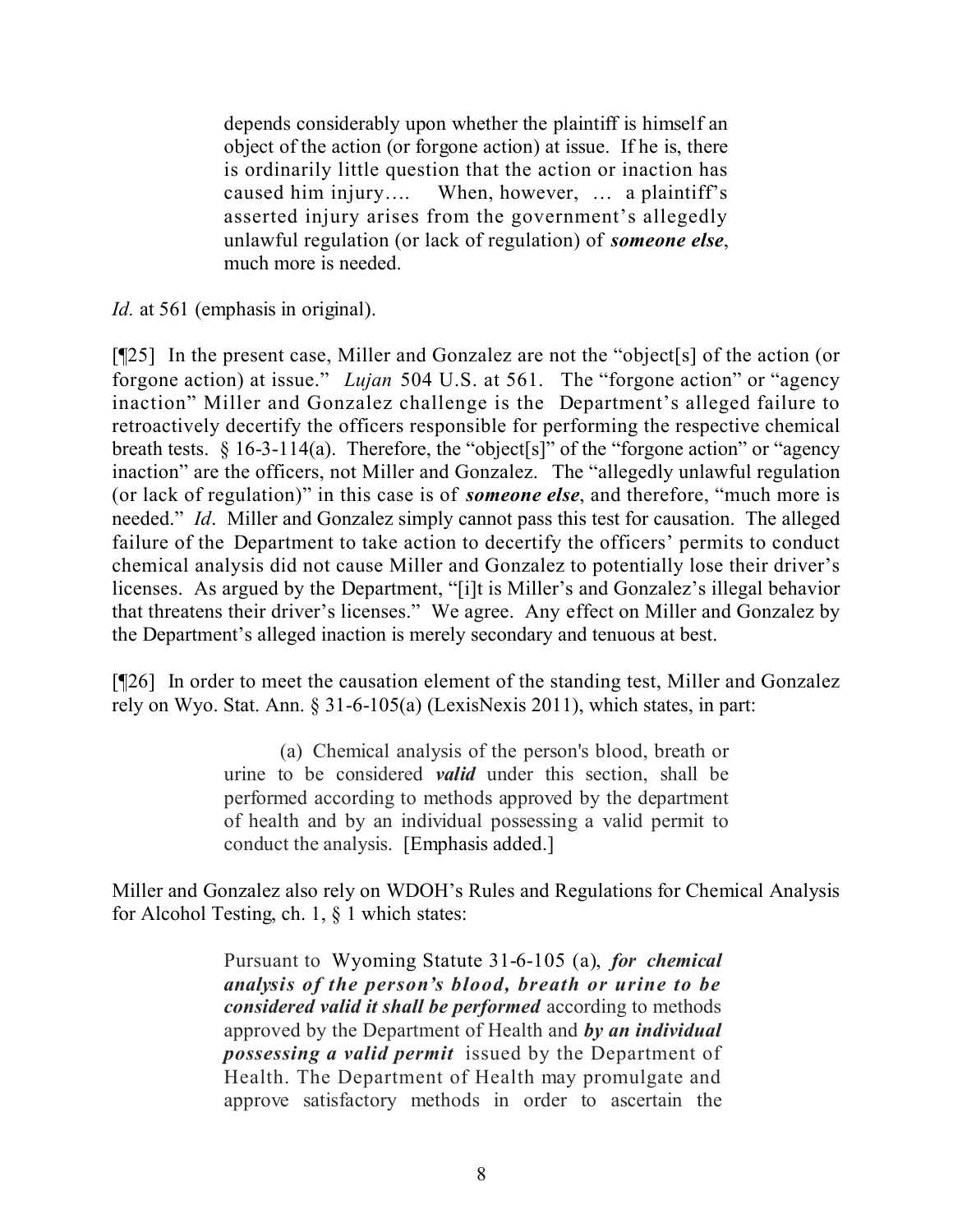> depends considerably upon whether the plaintiff is himself an object of the action (or forgone action) at issue. If he is, there is ordinarily little question that the action or inaction has caused him injury…. When, however, … a plaintiff's asserted injury arises from the government's allegedly unlawful regulation (or lack of regulation) of ***someone else***, much more is needed.

*Id.* at 561 (emphasis in original).

[¶25] In the present case, Miller and Gonzalez are not the "object[s] of the action (or forgone action) at issue." *Lujan* 504 U.S. at 561. The "forgone action" or "agency inaction" Miller and Gonzalez challenge is the Department's alleged failure to retroactively decertify the officers responsible for performing the respective chemical breath tests. § 16-3-114(a). Therefore, the "object[s]" of the "forgone action" or "agency inaction" are the officers, not Miller and Gonzalez. The "allegedly unlawful regulation (or lack of regulation)" in this case is of ***someone else***, and therefore, "much more is needed." *Id*. Miller and Gonzalez simply cannot pass this test for causation. The alleged failure of the Department to take action to decertify the officers' permits to conduct chemical analysis did not cause Miller and Gonzalez to potentially lose their driver's licenses. As argued by the Department, "[i]t is Miller's and Gonzalez's illegal behavior that threatens their driver's licenses." We agree. Any effect on Miller and Gonzalez by the Department's alleged inaction is merely secondary and tenuous at best.

[¶26] In order to meet the causation element of the standing test, Miller and Gonzalez rely on Wyo. Stat. Ann. § 31-6-105(a) (LexisNexis 2011), which states, in part:

> (a) Chemical analysis of the person's blood, breath or urine to be considered ***valid*** under this section, shall be performed according to methods approved by the department of health and by an individual possessing a valid permit to conduct the analysis. [Emphasis added.]

Miller and Gonzalez also rely on WDOH's Rules and Regulations for Chemical Analysis for Alcohol Testing, ch. 1, § 1 which states:

> Pursuant to Wyoming Statute 31-6-105 (a), ***for chemical analysis of the person's blood, breath or urine to be considered valid it shall be performed*** according to methods approved by the Department of Health and ***by an individual possessing a valid permit*** issued by the Department of Health. The Department of Health may promulgate and approve satisfactory methods in order to ascertain the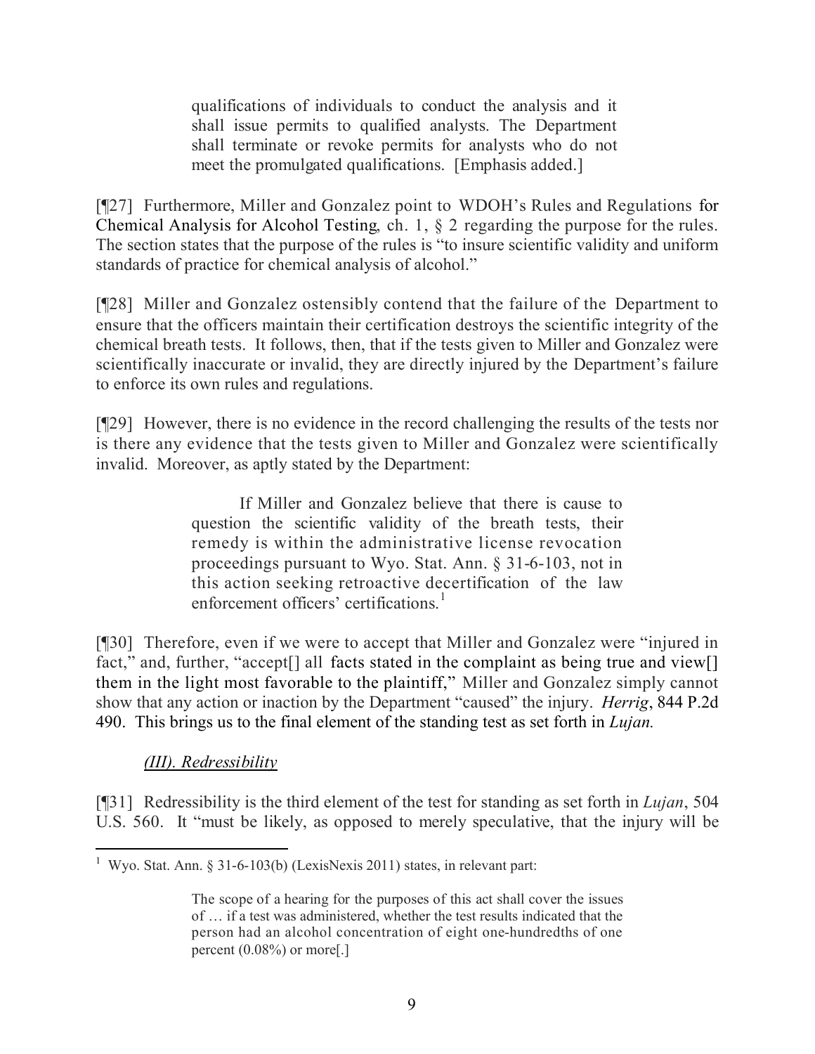> qualifications of individuals to conduct the analysis and it shall issue permits to qualified analysts. The Department shall terminate or revoke permits for analysts who do not meet the promulgated qualifications. [Emphasis added.]

[¶27] Furthermore, Miller and Gonzalez point to WDOH's Rules and Regulations for Chemical Analysis for Alcohol Testing, ch. 1, § 2 regarding the purpose for the rules. The section states that the purpose of the rules is "to insure scientific validity and uniform standards of practice for chemical analysis of alcohol."

[¶28] Miller and Gonzalez ostensibly contend that the failure of the Department to ensure that the officers maintain their certification destroys the scientific integrity of the chemical breath tests. It follows, then, that if the tests given to Miller and Gonzalez were scientifically inaccurate or invalid, they are directly injured by the Department's failure to enforce its own rules and regulations.

[¶29] However, there is no evidence in the record challenging the results of the tests nor is there any evidence that the tests given to Miller and Gonzalez were scientifically invalid. Moreover, as aptly stated by the Department:

> If Miller and Gonzalez believe that there is cause to question the scientific validity of the breath tests, their remedy is within the administrative license revocation proceedings pursuant to Wyo. Stat. Ann. § 31-6-103, not in this action seeking retroactive decertification of the law enforcement officers' certifications.[1]

[¶30] Therefore, even if we were to accept that Miller and Gonzalez were "injured in fact," and, further, "accept[] all facts stated in the complaint as being true and view[] them in the light most favorable to the plaintiff," Miller and Gonzalez simply cannot show that any action or inaction by the Department "caused" the injury. *Herrig*, 844 P.2d 490. This brings us to the final element of the standing test as set forth in *Lujan.*

*(III). Redressibility*

[¶31] Redressibility is the third element of the test for standing as set forth in *Lujan*, 504 U.S. 560. It "must be likely, as opposed to merely speculative, that the injury will be

---

[1] Wyo. Stat. Ann. § 31-6-103(b) (LexisNexis 2011) states, in relevant part:

> The scope of a hearing for the purposes of this act shall cover the issues of … if a test was administered, whether the test results indicated that the person had an alcohol concentration of eight one-hundredths of one percent (0.08%) or more[.]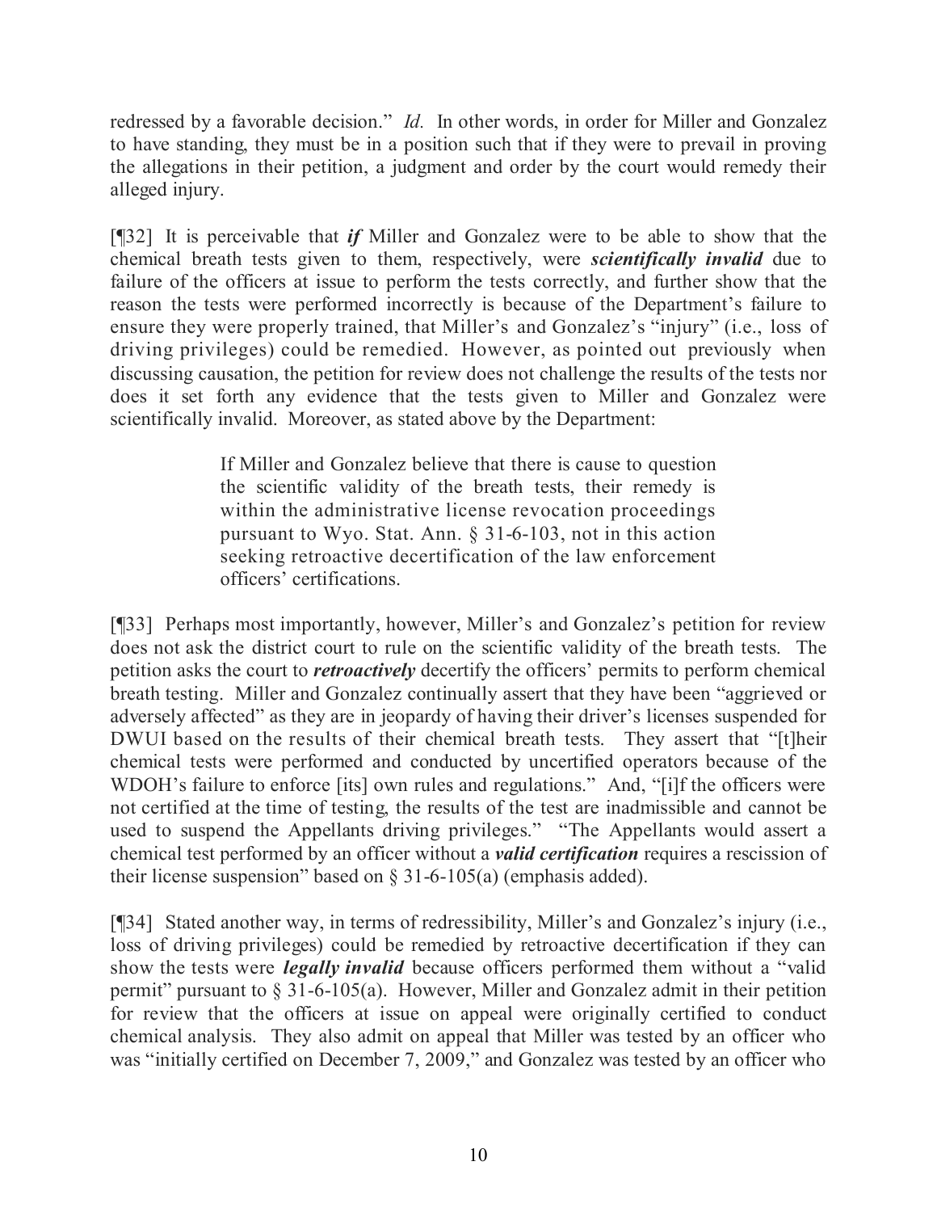redressed by a favorable decision." *Id.* In other words, in order for Miller and Gonzalez to have standing, they must be in a position such that if they were to prevail in proving the allegations in their petition, a judgment and order by the court would remedy their alleged injury.

[¶32] It is perceivable that ***if*** Miller and Gonzalez were to be able to show that the chemical breath tests given to them, respectively, were ***scientifically invalid*** due to failure of the officers at issue to perform the tests correctly, and further show that the reason the tests were performed incorrectly is because of the Department's failure to ensure they were properly trained, that Miller's and Gonzalez's "injury" (i.e., loss of driving privileges) could be remedied. However, as pointed out previously when discussing causation, the petition for review does not challenge the results of the tests nor does it set forth any evidence that the tests given to Miller and Gonzalez were scientifically invalid. Moreover, as stated above by the Department:

> If Miller and Gonzalez believe that there is cause to question the scientific validity of the breath tests, their remedy is within the administrative license revocation proceedings pursuant to Wyo. Stat. Ann. § 31-6-103, not in this action seeking retroactive decertification of the law enforcement officers' certifications.

[¶33] Perhaps most importantly, however, Miller's and Gonzalez's petition for review does not ask the district court to rule on the scientific validity of the breath tests. The petition asks the court to ***retroactively*** decertify the officers' permits to perform chemical breath testing. Miller and Gonzalez continually assert that they have been "aggrieved or adversely affected" as they are in jeopardy of having their driver's licenses suspended for DWUI based on the results of their chemical breath tests. They assert that "[t]heir chemical tests were performed and conducted by uncertified operators because of the WDOH's failure to enforce [its] own rules and regulations." And, "[i]f the officers were not certified at the time of testing, the results of the test are inadmissible and cannot be used to suspend the Appellants driving privileges." "The Appellants would assert a chemical test performed by an officer without a ***valid certification*** requires a rescission of their license suspension" based on § 31-6-105(a) (emphasis added).

[¶34] Stated another way, in terms of redressibility, Miller's and Gonzalez's injury (i.e., loss of driving privileges) could be remedied by retroactive decertification if they can show the tests were ***legally invalid*** because officers performed them without a "valid permit" pursuant to § 31-6-105(a). However, Miller and Gonzalez admit in their petition for review that the officers at issue on appeal were originally certified to conduct chemical analysis. They also admit on appeal that Miller was tested by an officer who was "initially certified on December 7, 2009," and Gonzalez was tested by an officer who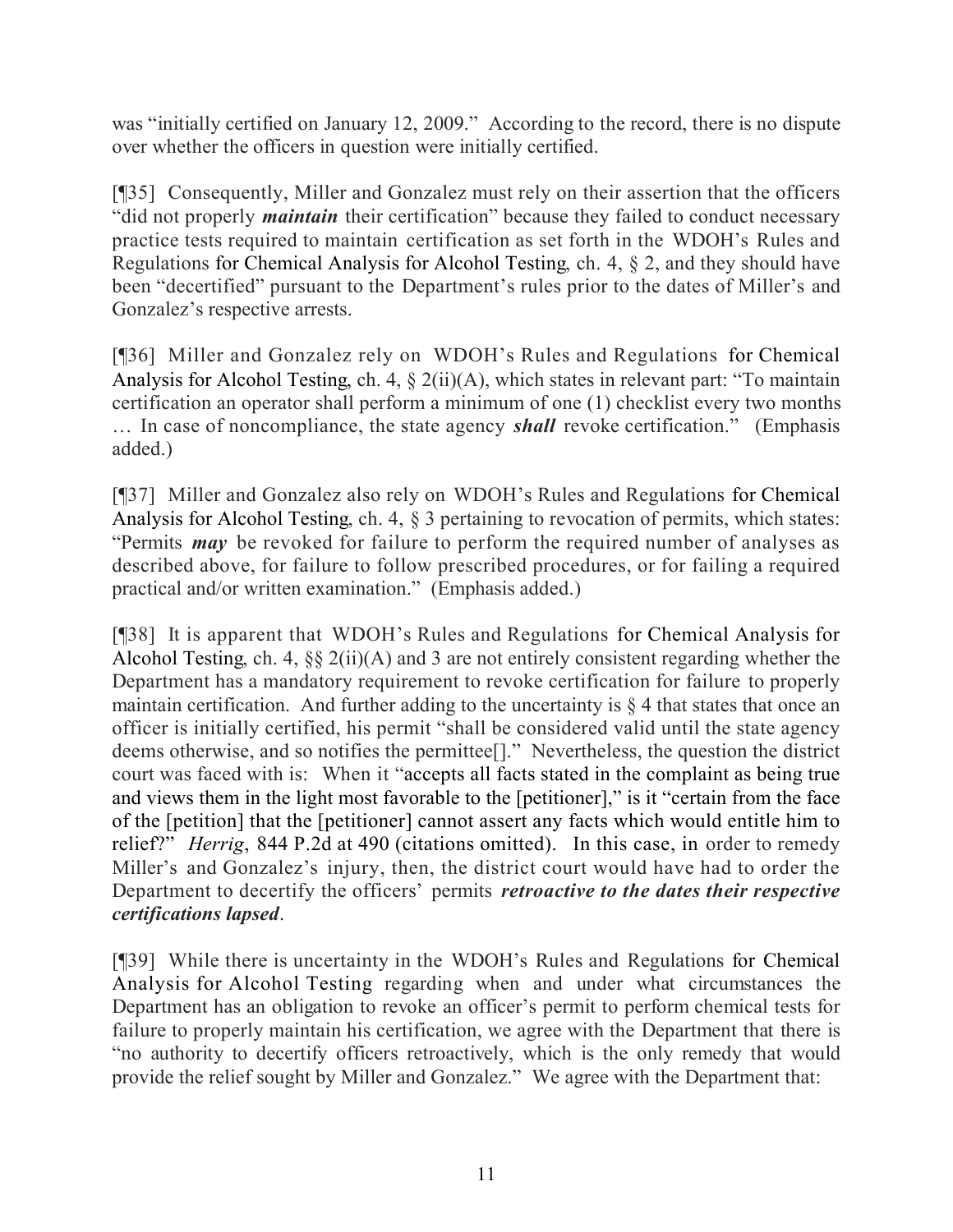was "initially certified on January 12, 2009." According to the record, there is no dispute over whether the officers in question were initially certified.

[¶35] Consequently, Miller and Gonzalez must rely on their assertion that the officers "did not properly ***maintain*** their certification" because they failed to conduct necessary practice tests required to maintain certification as set forth in the WDOH's Rules and Regulations for Chemical Analysis for Alcohol Testing, ch. 4, § 2, and they should have been "decertified" pursuant to the Department's rules prior to the dates of Miller's and Gonzalez's respective arrests.

[¶36] Miller and Gonzalez rely on WDOH's Rules and Regulations for Chemical Analysis for Alcohol Testing, ch. 4, § 2(ii)(A), which states in relevant part: "To maintain certification an operator shall perform a minimum of one (1) checklist every two months … In case of noncompliance, the state agency ***shall*** revoke certification." (Emphasis added.)

[¶37] Miller and Gonzalez also rely on WDOH's Rules and Regulations for Chemical Analysis for Alcohol Testing, ch. 4, § 3 pertaining to revocation of permits, which states: "Permits ***may*** be revoked for failure to perform the required number of analyses as described above, for failure to follow prescribed procedures, or for failing a required practical and/or written examination." (Emphasis added.)

[¶38] It is apparent that WDOH's Rules and Regulations for Chemical Analysis for Alcohol Testing, ch. 4, §§ 2(ii)(A) and 3 are not entirely consistent regarding whether the Department has a mandatory requirement to revoke certification for failure to properly maintain certification. And further adding to the uncertainty is § 4 that states that once an officer is initially certified, his permit "shall be considered valid until the state agency deems otherwise, and so notifies the permittee[]." Nevertheless, the question the district court was faced with is: When it "accepts all facts stated in the complaint as being true and views them in the light most favorable to the [petitioner]," is it "certain from the face of the [petition] that the [petitioner] cannot assert any facts which would entitle him to relief?" *Herrig*, 844 P.2d at 490 (citations omitted). In this case, in order to remedy Miller's and Gonzalez's injury, then, the district court would have had to order the Department to decertify the officers' permits ***retroactive to the dates their respective certifications lapsed***.

[¶39] While there is uncertainty in the WDOH's Rules and Regulations for Chemical Analysis for Alcohol Testing regarding when and under what circumstances the Department has an obligation to revoke an officer's permit to perform chemical tests for failure to properly maintain his certification, we agree with the Department that there is "no authority to decertify officers retroactively, which is the only remedy that would provide the relief sought by Miller and Gonzalez." We agree with the Department that: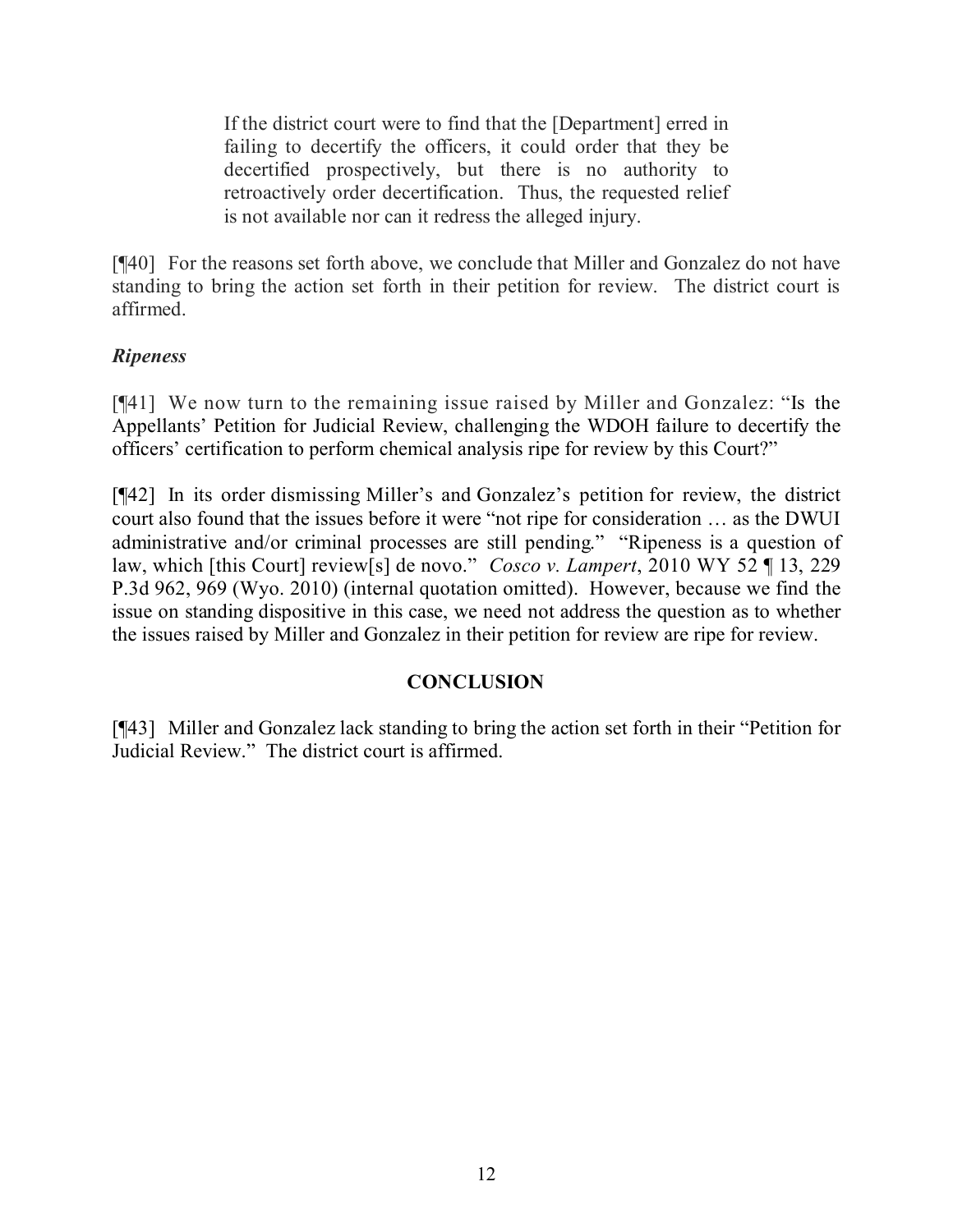> If the district court were to find that the [Department] erred in failing to decertify the officers, it could order that they be decertified prospectively, but there is no authority to retroactively order decertification. Thus, the requested relief is not available nor can it redress the alleged injury.

[¶40] For the reasons set forth above, we conclude that Miller and Gonzalez do not have standing to bring the action set forth in their petition for review. The district court is affirmed.

### *Ripeness*

[¶41] We now turn to the remaining issue raised by Miller and Gonzalez: "Is the Appellants' Petition for Judicial Review, challenging the WDOH failure to decertify the officers' certification to perform chemical analysis ripe for review by this Court?"

[¶42] In its order dismissing Miller's and Gonzalez's petition for review, the district court also found that the issues before it were "not ripe for consideration … as the DWUI administrative and/or criminal processes are still pending." "Ripeness is a question of law, which [this Court] review[s] de novo." *Cosco v. Lampert*, 2010 WY 52 ¶ 13, 229 P.3d 962, 969 (Wyo. 2010) (internal quotation omitted). However, because we find the issue on standing dispositive in this case, we need not address the question as to whether the issues raised by Miller and Gonzalez in their petition for review are ripe for review.

## CONCLUSION

[¶43] Miller and Gonzalez lack standing to bring the action set forth in their "Petition for Judicial Review." The district court is affirmed.